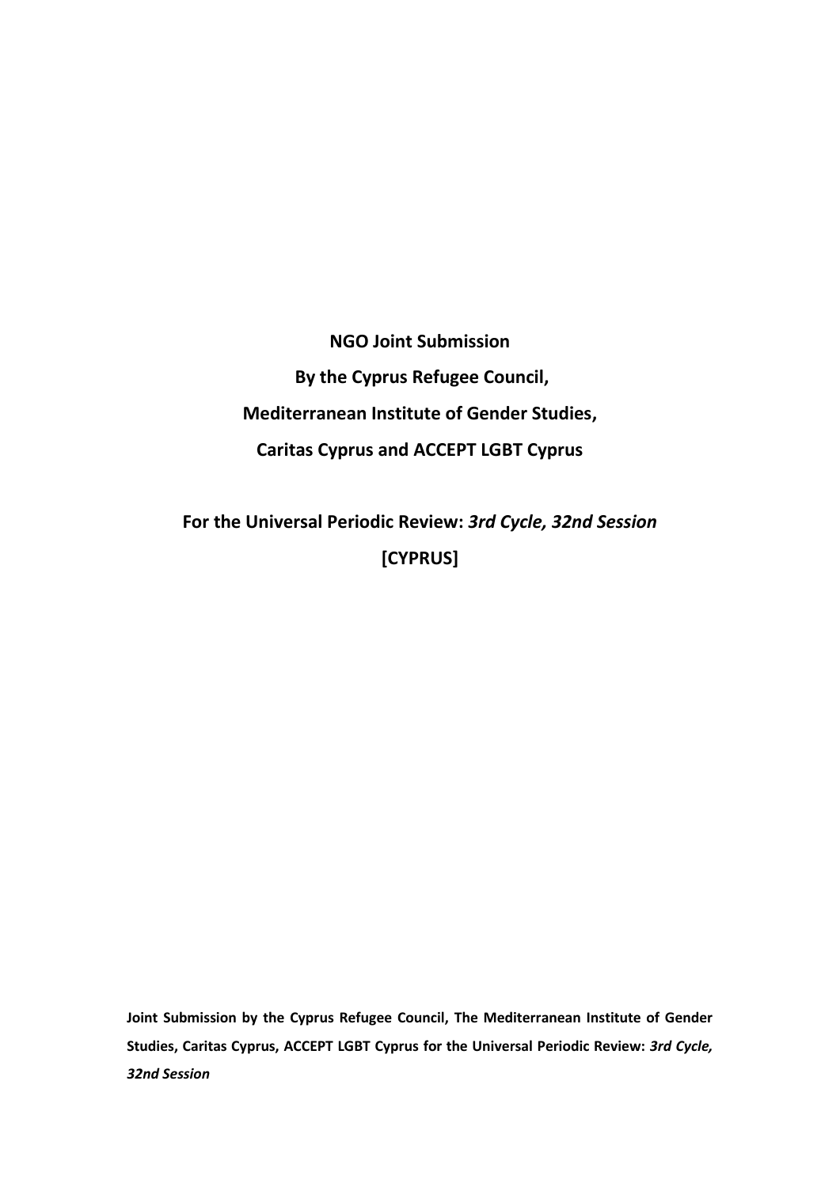**NGO Joint Submission**

**By the Cyprus Refugee Council,**

**Mediterranean Institute of Gender Studies,**

**Caritas Cyprus and ACCEPT LGBT Cyprus**

**For the Universal Periodic Review:** ***3rd Cycle, 32nd Session***

**[CYPRUS]**

**Joint Submission by the Cyprus Refugee Council, The Mediterranean Institute of Gender Studies, Caritas Cyprus, ACCEPT LGBT Cyprus for the Universal Periodic Review:** ***3rd Cycle, 32nd Session***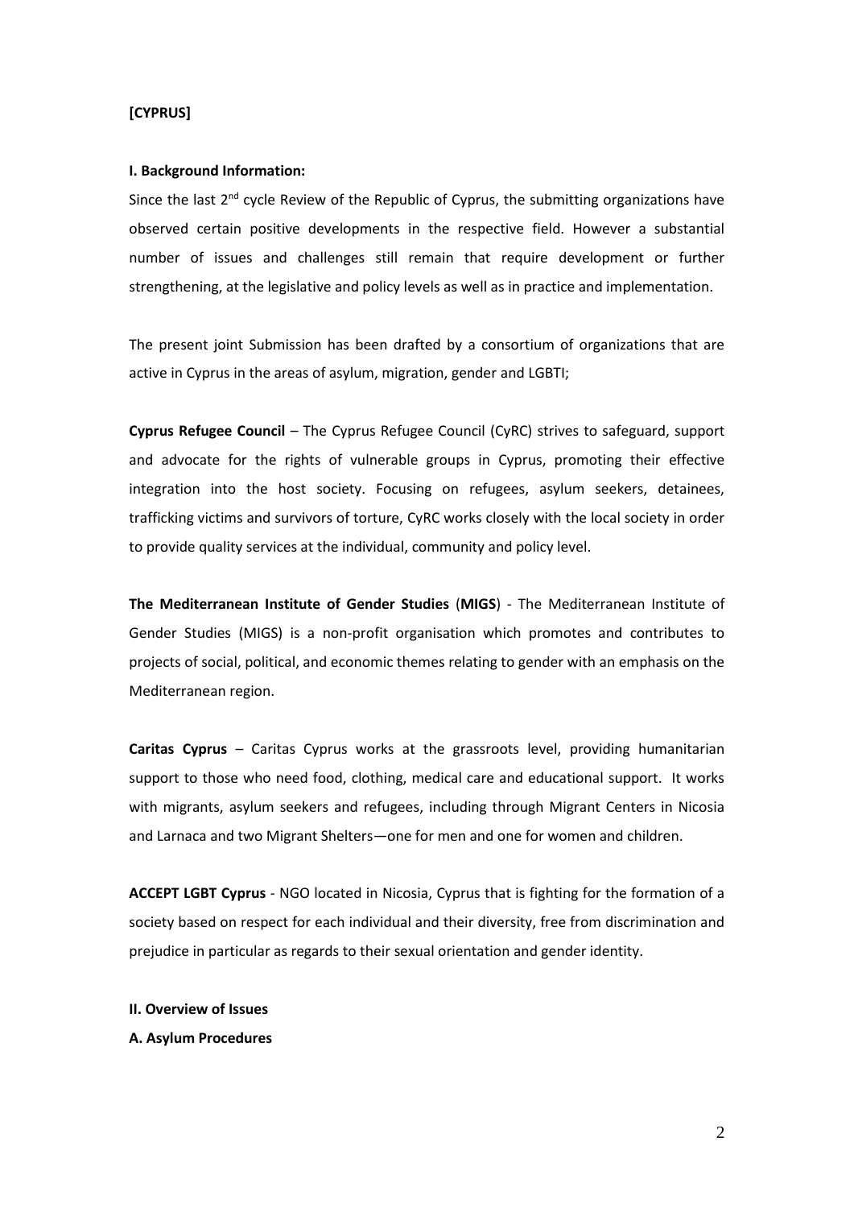**[CYPRUS]**

**I. Background Information:**

Since the last 2nd cycle Review of the Republic of Cyprus, the submitting organizations have observed certain positive developments in the respective field. However a substantial number of issues and challenges still remain that require development or further strengthening, at the legislative and policy levels as well as in practice and implementation.

The present joint Submission has been drafted by a consortium of organizations that are active in Cyprus in the areas of asylum, migration, gender and LGBTI;

**Cyprus Refugee Council** – The Cyprus Refugee Council (CyRC) strives to safeguard, support and advocate for the rights of vulnerable groups in Cyprus, promoting their effective integration into the host society. Focusing on refugees, asylum seekers, detainees, trafficking victims and survivors of torture, CyRC works closely with the local society in order to provide quality services at the individual, community and policy level.

**The Mediterranean Institute of Gender Studies** (**MIGS**) - The Mediterranean Institute of Gender Studies (MIGS) is a non-profit organisation which promotes and contributes to projects of social, political, and economic themes relating to gender with an emphasis on the Mediterranean region.

**Caritas Cyprus** – Caritas Cyprus works at the grassroots level, providing humanitarian support to those who need food, clothing, medical care and educational support. It works with migrants, asylum seekers and refugees, including through Migrant Centers in Nicosia and Larnaca and two Migrant Shelters—one for men and one for women and children.

**ACCEPT LGBT Cyprus** - NGO located in Nicosia, Cyprus that is fighting for the formation of a society based on respect for each individual and their diversity, free from discrimination and prejudice in particular as regards to their sexual orientation and gender identity.

**II. Overview of Issues**

**A. Asylum Procedures**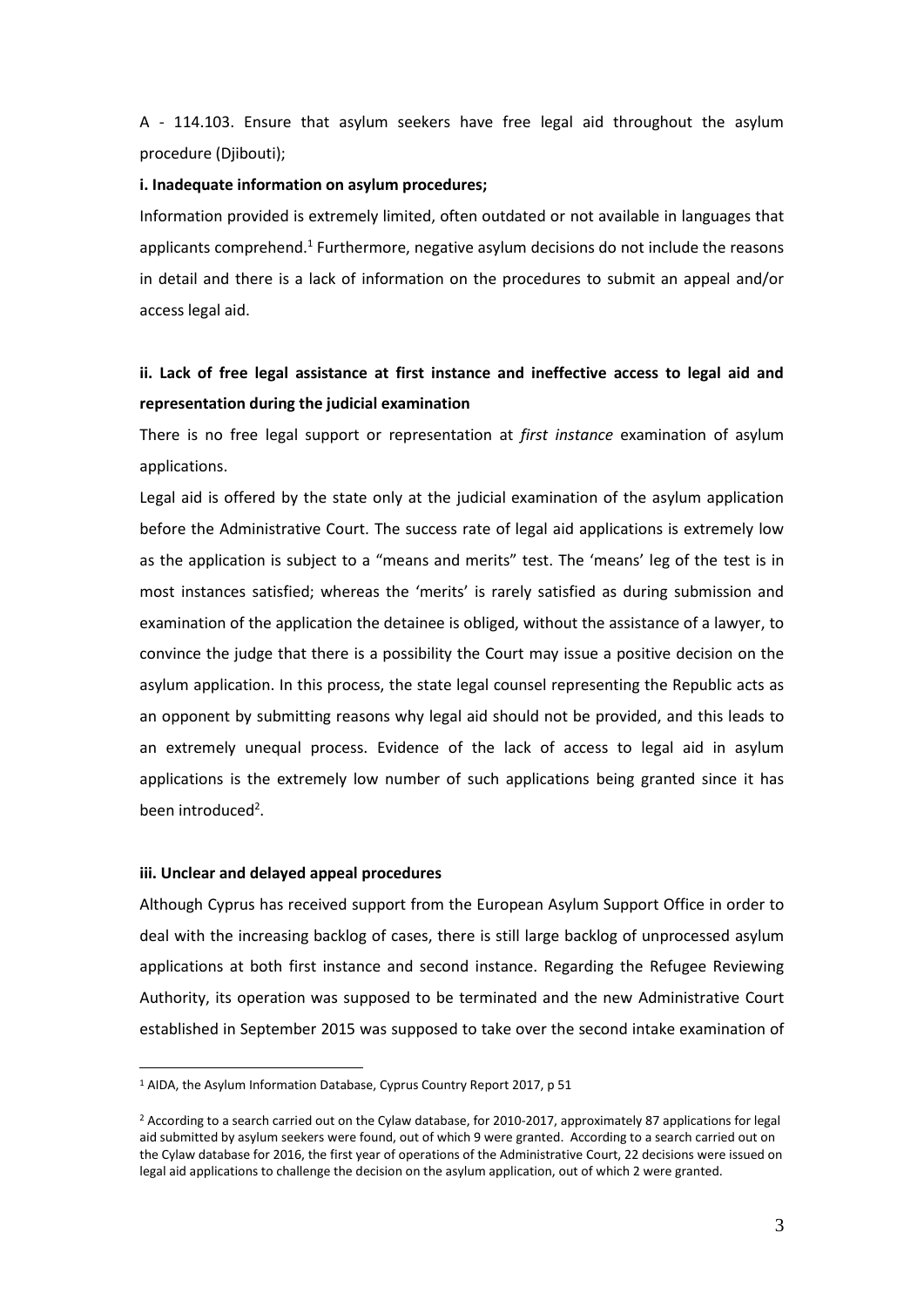A - 114.103. Ensure that asylum seekers have free legal aid throughout the asylum procedure (Djibouti);

**i. Inadequate information on asylum procedures;**

Information provided is extremely limited, often outdated or not available in languages that applicants comprehend.[1] Furthermore, negative asylum decisions do not include the reasons in detail and there is a lack of information on the procedures to submit an appeal and/or access legal aid.

**ii. Lack of free legal assistance at first instance and ineffective access to legal aid and representation during the judicial examination**

There is no free legal support or representation at *first instance* examination of asylum applications.

Legal aid is offered by the state only at the judicial examination of the asylum application before the Administrative Court. The success rate of legal aid applications is extremely low as the application is subject to a "means and merits" test. The 'means' leg of the test is in most instances satisfied; whereas the 'merits' is rarely satisfied as during submission and examination of the application the detainee is obliged, without the assistance of a lawyer, to convince the judge that there is a possibility the Court may issue a positive decision on the asylum application. In this process, the state legal counsel representing the Republic acts as an opponent by submitting reasons why legal aid should not be provided, and this leads to an extremely unequal process. Evidence of the lack of access to legal aid in asylum applications is the extremely low number of such applications being granted since it has been introduced[2].

**iii. Unclear and delayed appeal procedures**

Although Cyprus has received support from the European Asylum Support Office in order to deal with the increasing backlog of cases, there is still large backlog of unprocessed asylum applications at both first instance and second instance. Regarding the Refugee Reviewing Authority, its operation was supposed to be terminated and the new Administrative Court established in September 2015 was supposed to take over the second intake examination of

---

[1] AIDA, the Asylum Information Database, Cyprus Country Report 2017, p 51

[2] According to a search carried out on the Cylaw database, for 2010-2017, approximately 87 applications for legal aid submitted by asylum seekers were found, out of which 9 were granted. According to a search carried out on the Cylaw database for 2016, the first year of operations of the Administrative Court, 22 decisions were issued on legal aid applications to challenge the decision on the asylum application, out of which 2 were granted.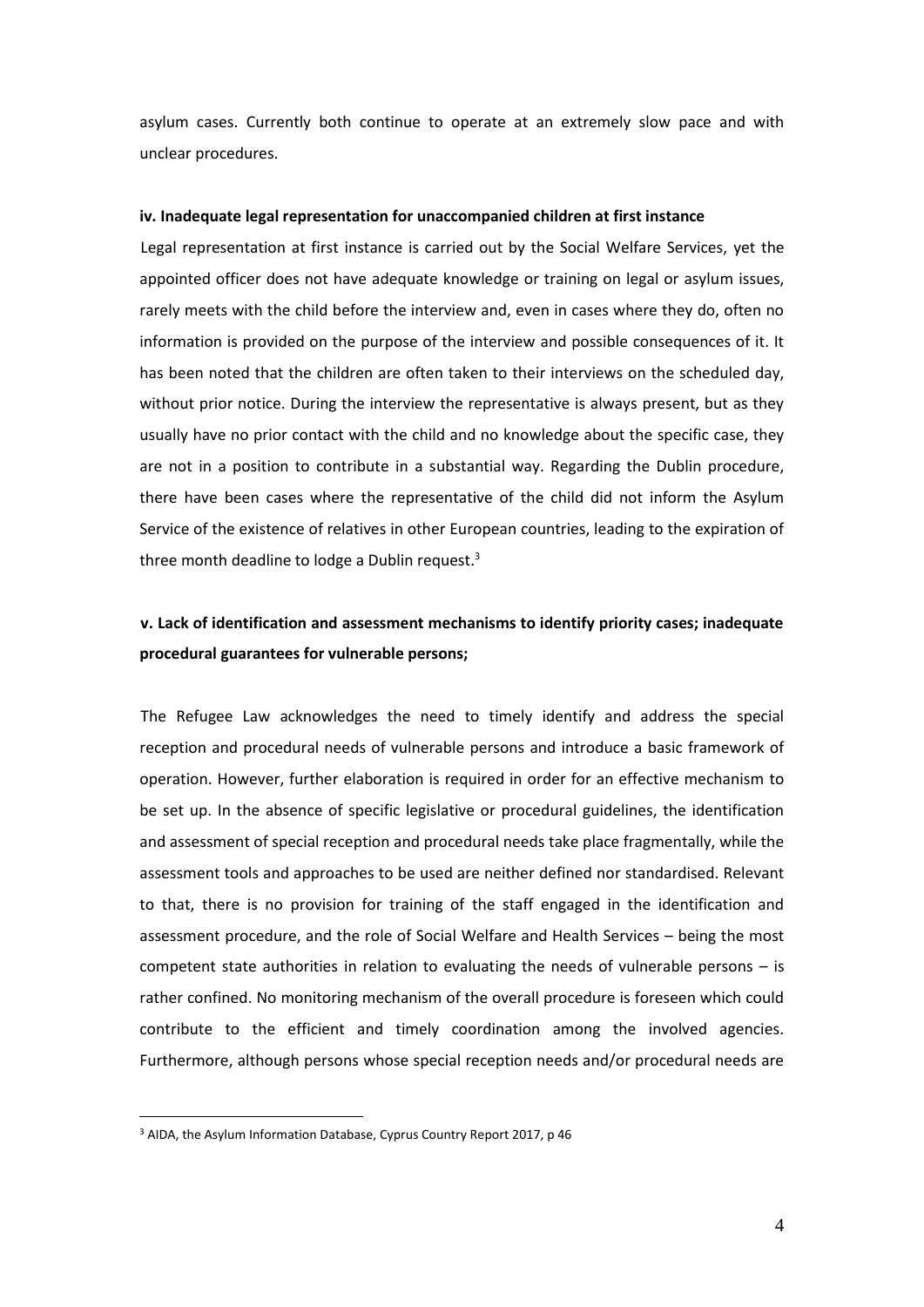asylum cases. Currently both continue to operate at an extremely slow pace and with unclear procedures.

**iv. Inadequate legal representation for unaccompanied children at first instance**

Legal representation at first instance is carried out by the Social Welfare Services, yet the appointed officer does not have adequate knowledge or training on legal or asylum issues, rarely meets with the child before the interview and, even in cases where they do, often no information is provided on the purpose of the interview and possible consequences of it. It has been noted that the children are often taken to their interviews on the scheduled day, without prior notice. During the interview the representative is always present, but as they usually have no prior contact with the child and no knowledge about the specific case, they are not in a position to contribute in a substantial way. Regarding the Dublin procedure, there have been cases where the representative of the child did not inform the Asylum Service of the existence of relatives in other European countries, leading to the expiration of three month deadline to lodge a Dublin request.[3]

**v. Lack of identification and assessment mechanisms to identify priority cases; inadequate procedural guarantees for vulnerable persons;**

The Refugee Law acknowledges the need to timely identify and address the special reception and procedural needs of vulnerable persons and introduce a basic framework of operation. However, further elaboration is required in order for an effective mechanism to be set up. In the absence of specific legislative or procedural guidelines, the identification and assessment of special reception and procedural needs take place fragmentally, while the assessment tools and approaches to be used are neither defined nor standardised. Relevant to that, there is no provision for training of the staff engaged in the identification and assessment procedure, and the role of Social Welfare and Health Services – being the most competent state authorities in relation to evaluating the needs of vulnerable persons – is rather confined. No monitoring mechanism of the overall procedure is foreseen which could contribute to the efficient and timely coordination among the involved agencies. Furthermore, although persons whose special reception needs and/or procedural needs are

[3] AIDA, the Asylum Information Database, Cyprus Country Report 2017, p 46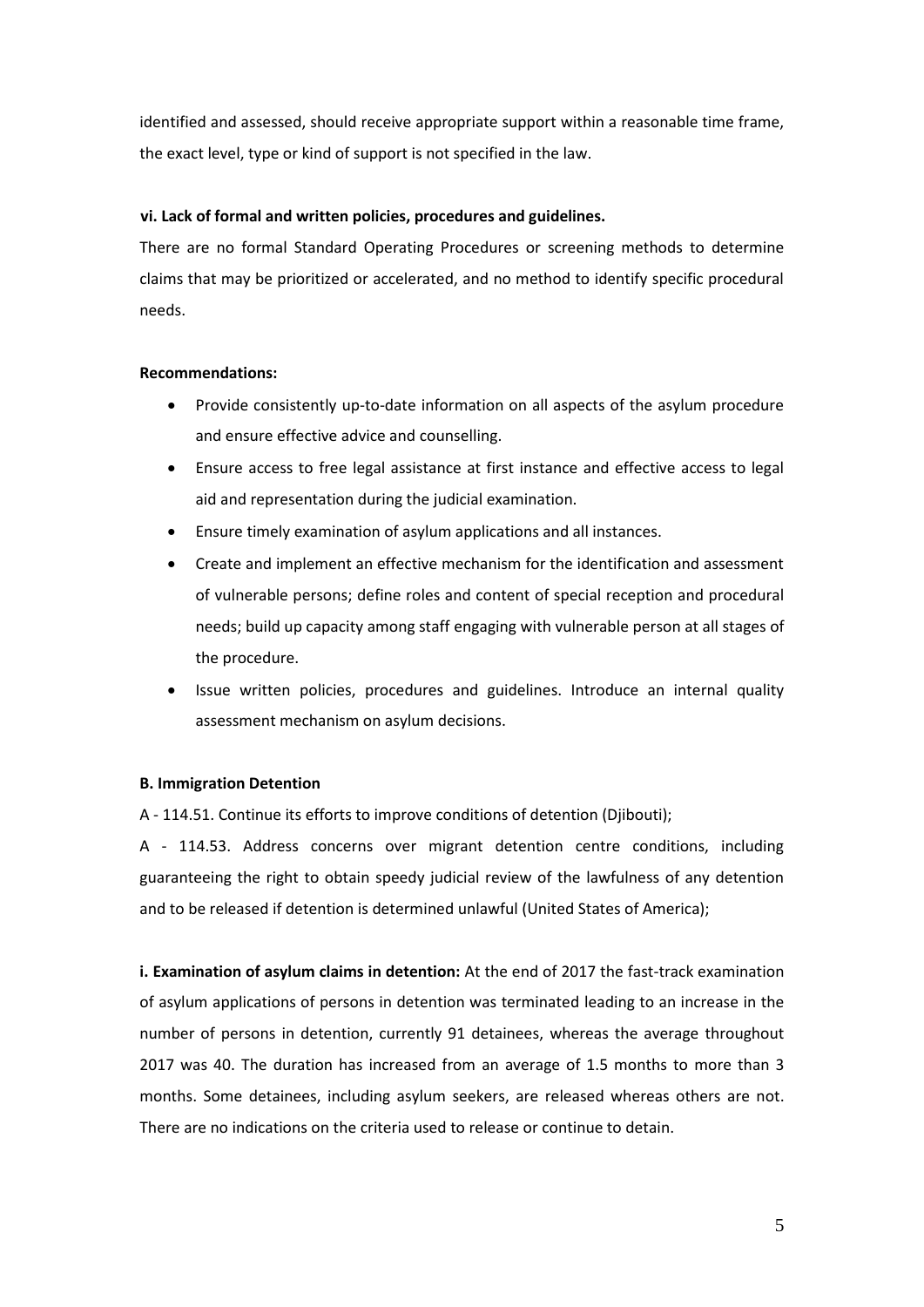identified and assessed, should receive appropriate support within a reasonable time frame, the exact level, type or kind of support is not specified in the law.

**vi. Lack of formal and written policies, procedures and guidelines.**

There are no formal Standard Operating Procedures or screening methods to determine claims that may be prioritized or accelerated, and no method to identify specific procedural needs.

**Recommendations:**

- Provide consistently up-to-date information on all aspects of the asylum procedure and ensure effective advice and counselling.
- Ensure access to free legal assistance at first instance and effective access to legal aid and representation during the judicial examination.
- Ensure timely examination of asylum applications and all instances.
- Create and implement an effective mechanism for the identification and assessment of vulnerable persons; define roles and content of special reception and procedural needs; build up capacity among staff engaging with vulnerable person at all stages of the procedure.
- Issue written policies, procedures and guidelines. Introduce an internal quality assessment mechanism on asylum decisions.

**B. Immigration Detention**

A - 114.51. Continue its efforts to improve conditions of detention (Djibouti);

A - 114.53. Address concerns over migrant detention centre conditions, including guaranteeing the right to obtain speedy judicial review of the lawfulness of any detention and to be released if detention is determined unlawful (United States of America);

**i. Examination of asylum claims in detention:** At the end of 2017 the fast-track examination of asylum applications of persons in detention was terminated leading to an increase in the number of persons in detention, currently 91 detainees, whereas the average throughout 2017 was 40. The duration has increased from an average of 1.5 months to more than 3 months. Some detainees, including asylum seekers, are released whereas others are not. There are no indications on the criteria used to release or continue to detain.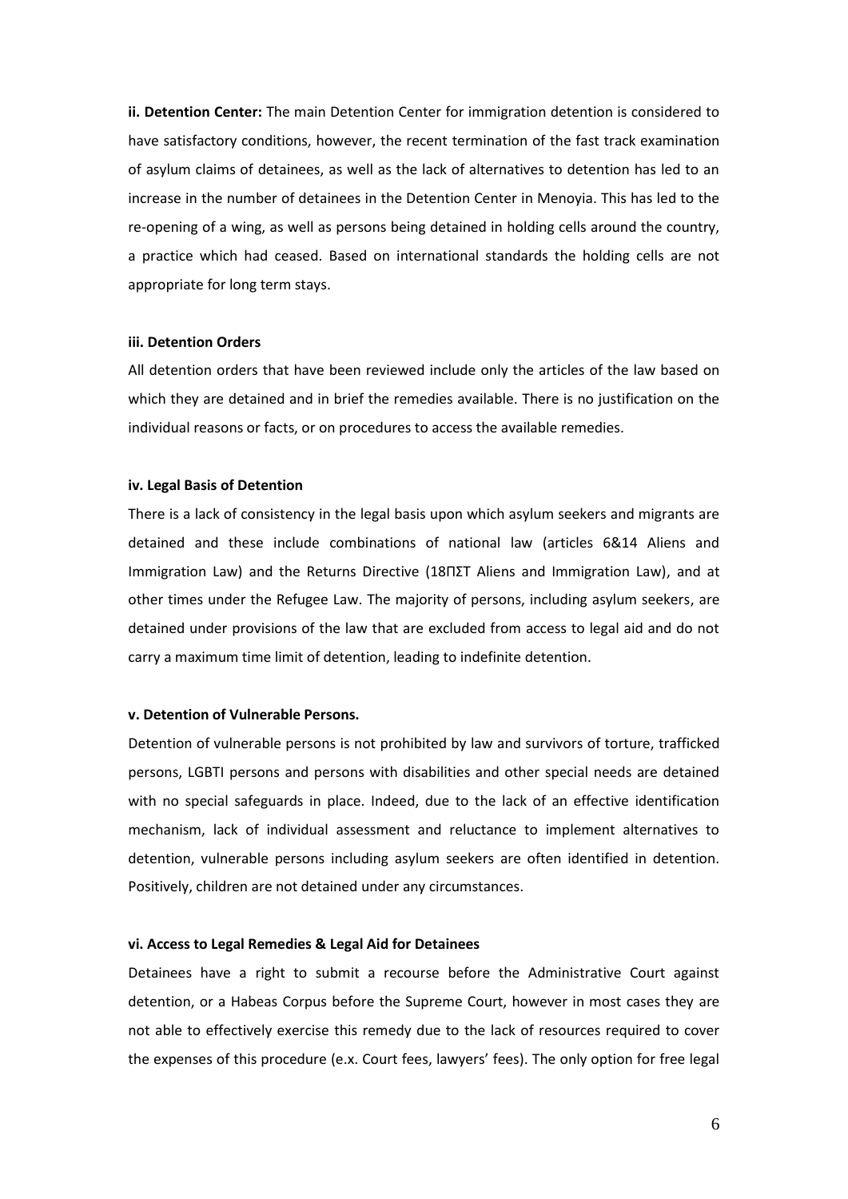**ii. Detention Center:** The main Detention Center for immigration detention is considered to have satisfactory conditions, however, the recent termination of the fast track examination of asylum claims of detainees, as well as the lack of alternatives to detention has led to an increase in the number of detainees in the Detention Center in Menoyia. This has led to the re-opening of a wing, as well as persons being detained in holding cells around the country, a practice which had ceased. Based on international standards the holding cells are not appropriate for long term stays.

**iii. Detention Orders**

All detention orders that have been reviewed include only the articles of the law based on which they are detained and in brief the remedies available. There is no justification on the individual reasons or facts, or on procedures to access the available remedies.

**iv. Legal Basis of Detention**

There is a lack of consistency in the legal basis upon which asylum seekers and migrants are detained and these include combinations of national law (articles 6&14 Aliens and Immigration Law) and the Returns Directive (18ΠΣΤ Aliens and Immigration Law), and at other times under the Refugee Law. The majority of persons, including asylum seekers, are detained under provisions of the law that are excluded from access to legal aid and do not carry a maximum time limit of detention, leading to indefinite detention.

**v. Detention of Vulnerable Persons.**

Detention of vulnerable persons is not prohibited by law and survivors of torture, trafficked persons, LGBTI persons and persons with disabilities and other special needs are detained with no special safeguards in place. Indeed, due to the lack of an effective identification mechanism, lack of individual assessment and reluctance to implement alternatives to detention, vulnerable persons including asylum seekers are often identified in detention. Positively, children are not detained under any circumstances.

**vi. Access to Legal Remedies & Legal Aid for Detainees**

Detainees have a right to submit a recourse before the Administrative Court against detention, or a Habeas Corpus before the Supreme Court, however in most cases they are not able to effectively exercise this remedy due to the lack of resources required to cover the expenses of this procedure (e.x. Court fees, lawyers' fees). The only option for free legal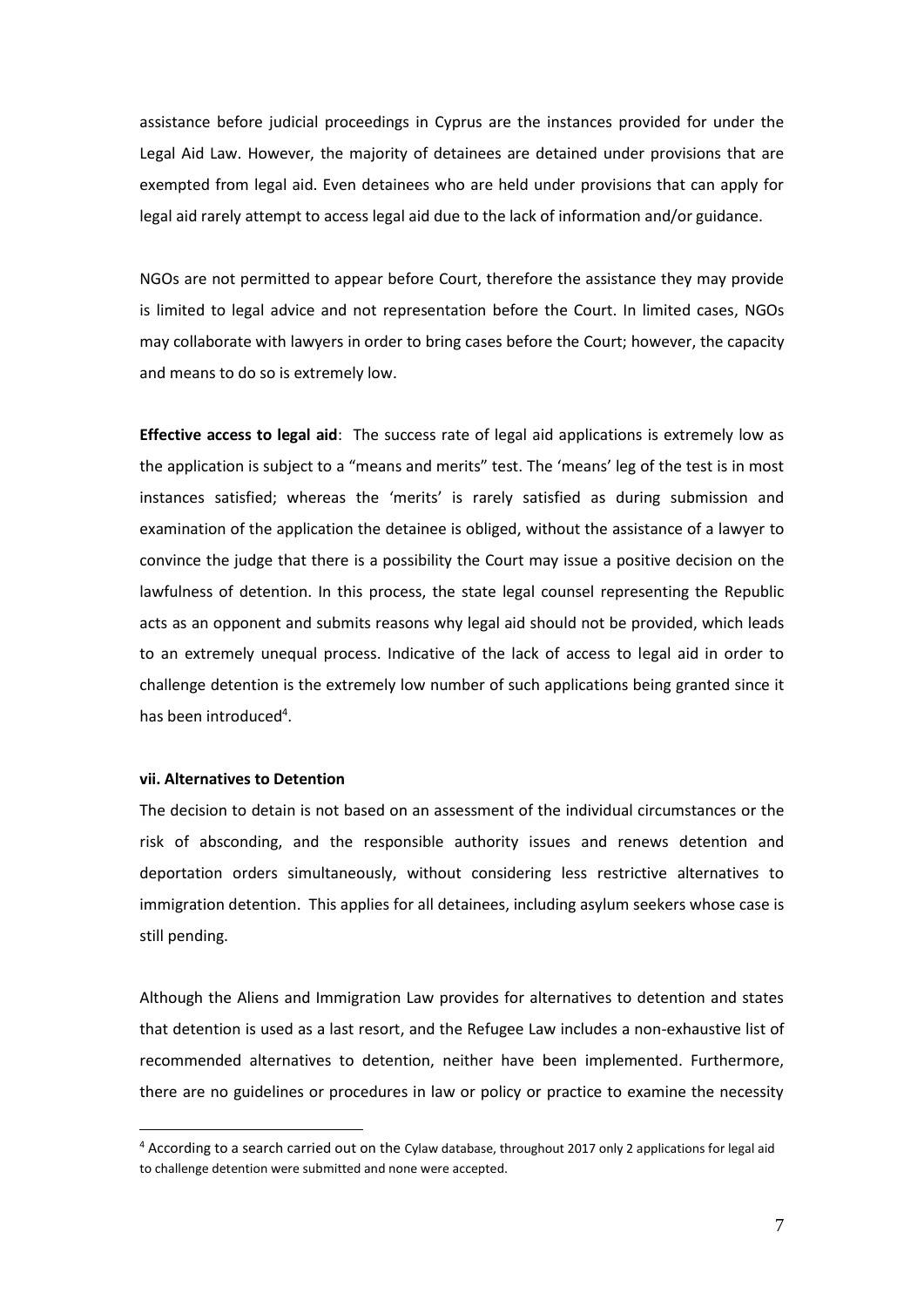assistance before judicial proceedings in Cyprus are the instances provided for under the Legal Aid Law. However, the majority of detainees are detained under provisions that are exempted from legal aid. Even detainees who are held under provisions that can apply for legal aid rarely attempt to access legal aid due to the lack of information and/or guidance.

NGOs are not permitted to appear before Court, therefore the assistance they may provide is limited to legal advice and not representation before the Court. In limited cases, NGOs may collaborate with lawyers in order to bring cases before the Court; however, the capacity and means to do so is extremely low.

**Effective access to legal aid**: The success rate of legal aid applications is extremely low as the application is subject to a "means and merits" test. The 'means' leg of the test is in most instances satisfied; whereas the 'merits' is rarely satisfied as during submission and examination of the application the detainee is obliged, without the assistance of a lawyer to convince the judge that there is a possibility the Court may issue a positive decision on the lawfulness of detention. In this process, the state legal counsel representing the Republic acts as an opponent and submits reasons why legal aid should not be provided, which leads to an extremely unequal process. Indicative of the lack of access to legal aid in order to challenge detention is the extremely low number of such applications being granted since it has been introduced[4].

#### vii. Alternatives to Detention

The decision to detain is not based on an assessment of the individual circumstances or the risk of absconding, and the responsible authority issues and renews detention and deportation orders simultaneously, without considering less restrictive alternatives to immigration detention. This applies for all detainees, including asylum seekers whose case is still pending.

Although the Aliens and Immigration Law provides for alternatives to detention and states that detention is used as a last resort, and the Refugee Law includes a non-exhaustive list of recommended alternatives to detention, neither have been implemented. Furthermore, there are no guidelines or procedures in law or policy or practice to examine the necessity

---

[4] According to a search carried out on the Cylaw database, throughout 2017 only 2 applications for legal aid to challenge detention were submitted and none were accepted.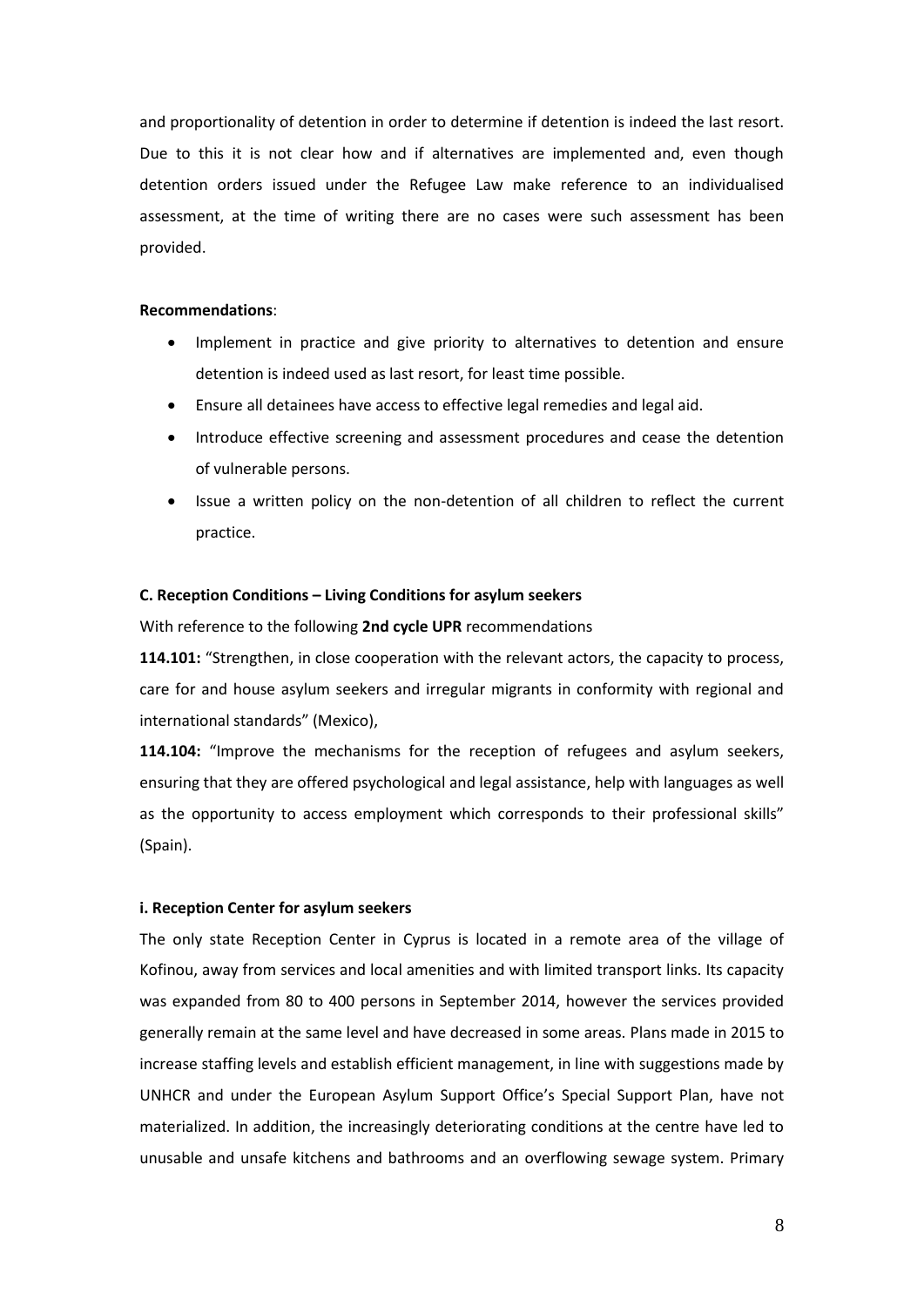and proportionality of detention in order to determine if detention is indeed the last resort. Due to this it is not clear how and if alternatives are implemented and, even though detention orders issued under the Refugee Law make reference to an individualised assessment, at the time of writing there are no cases were such assessment has been provided.

**Recommendations**:

- Implement in practice and give priority to alternatives to detention and ensure detention is indeed used as last resort, for least time possible.
- Ensure all detainees have access to effective legal remedies and legal aid.
- Introduce effective screening and assessment procedures and cease the detention of vulnerable persons.
- Issue a written policy on the non-detention of all children to reflect the current practice.

**C. Reception Conditions – Living Conditions for asylum seekers**

With reference to the following **2nd cycle UPR** recommendations

**114.101:** "Strengthen, in close cooperation with the relevant actors, the capacity to process, care for and house asylum seekers and irregular migrants in conformity with regional and international standards" (Mexico),

**114.104:** "Improve the mechanisms for the reception of refugees and asylum seekers, ensuring that they are offered psychological and legal assistance, help with languages as well as the opportunity to access employment which corresponds to their professional skills" (Spain).

**i. Reception Center for asylum seekers**

The only state Reception Center in Cyprus is located in a remote area of the village of Kofinou, away from services and local amenities and with limited transport links. Its capacity was expanded from 80 to 400 persons in September 2014, however the services provided generally remain at the same level and have decreased in some areas. Plans made in 2015 to increase staffing levels and establish efficient management, in line with suggestions made by UNHCR and under the European Asylum Support Office's Special Support Plan, have not materialized. In addition, the increasingly deteriorating conditions at the centre have led to unusable and unsafe kitchens and bathrooms and an overflowing sewage system. Primary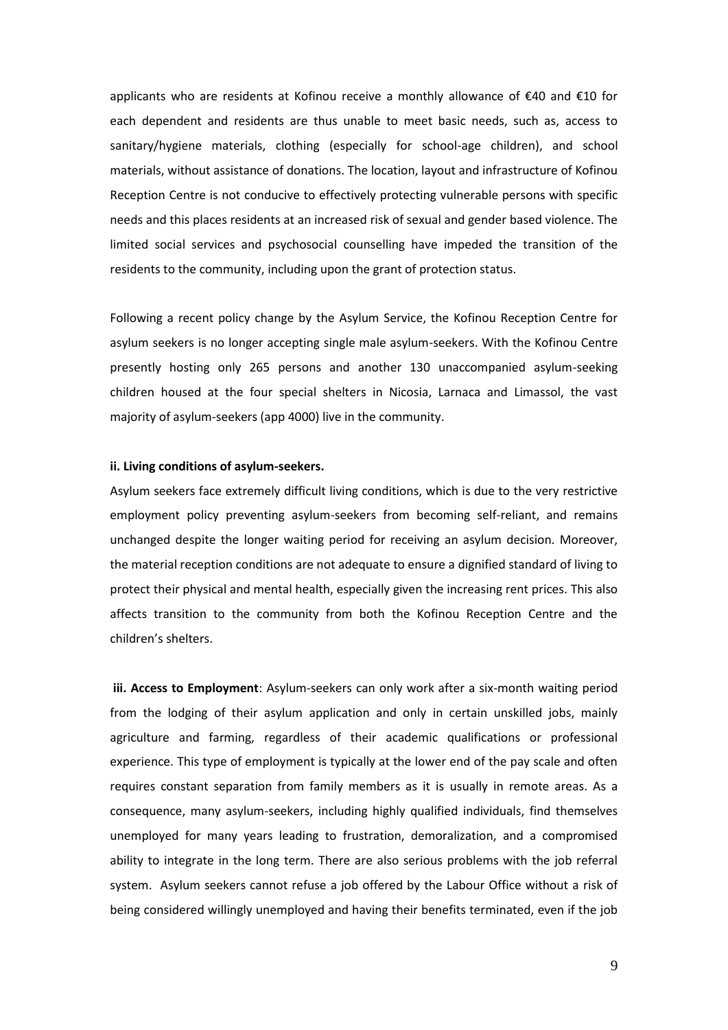applicants who are residents at Kofinou receive a monthly allowance of €40 and €10 for each dependent and residents are thus unable to meet basic needs, such as, access to sanitary/hygiene materials, clothing (especially for school-age children), and school materials, without assistance of donations. The location, layout and infrastructure of Kofinou Reception Centre is not conducive to effectively protecting vulnerable persons with specific needs and this places residents at an increased risk of sexual and gender based violence. The limited social services and psychosocial counselling have impeded the transition of the residents to the community, including upon the grant of protection status.

Following a recent policy change by the Asylum Service, the Kofinou Reception Centre for asylum seekers is no longer accepting single male asylum-seekers. With the Kofinou Centre presently hosting only 265 persons and another 130 unaccompanied asylum-seeking children housed at the four special shelters in Nicosia, Larnaca and Limassol, the vast majority of asylum-seekers (app 4000) live in the community.

**ii. Living conditions of asylum-seekers.**

Asylum seekers face extremely difficult living conditions, which is due to the very restrictive employment policy preventing asylum-seekers from becoming self-reliant, and remains unchanged despite the longer waiting period for receiving an asylum decision. Moreover, the material reception conditions are not adequate to ensure a dignified standard of living to protect their physical and mental health, especially given the increasing rent prices. This also affects transition to the community from both the Kofinou Reception Centre and the children's shelters.

**iii. Access to Employment**: Asylum-seekers can only work after a six-month waiting period from the lodging of their asylum application and only in certain unskilled jobs, mainly agriculture and farming, regardless of their academic qualifications or professional experience. This type of employment is typically at the lower end of the pay scale and often requires constant separation from family members as it is usually in remote areas. As a consequence, many asylum-seekers, including highly qualified individuals, find themselves unemployed for many years leading to frustration, demoralization, and a compromised ability to integrate in the long term. There are also serious problems with the job referral system. Asylum seekers cannot refuse a job offered by the Labour Office without a risk of being considered willingly unemployed and having their benefits terminated, even if the job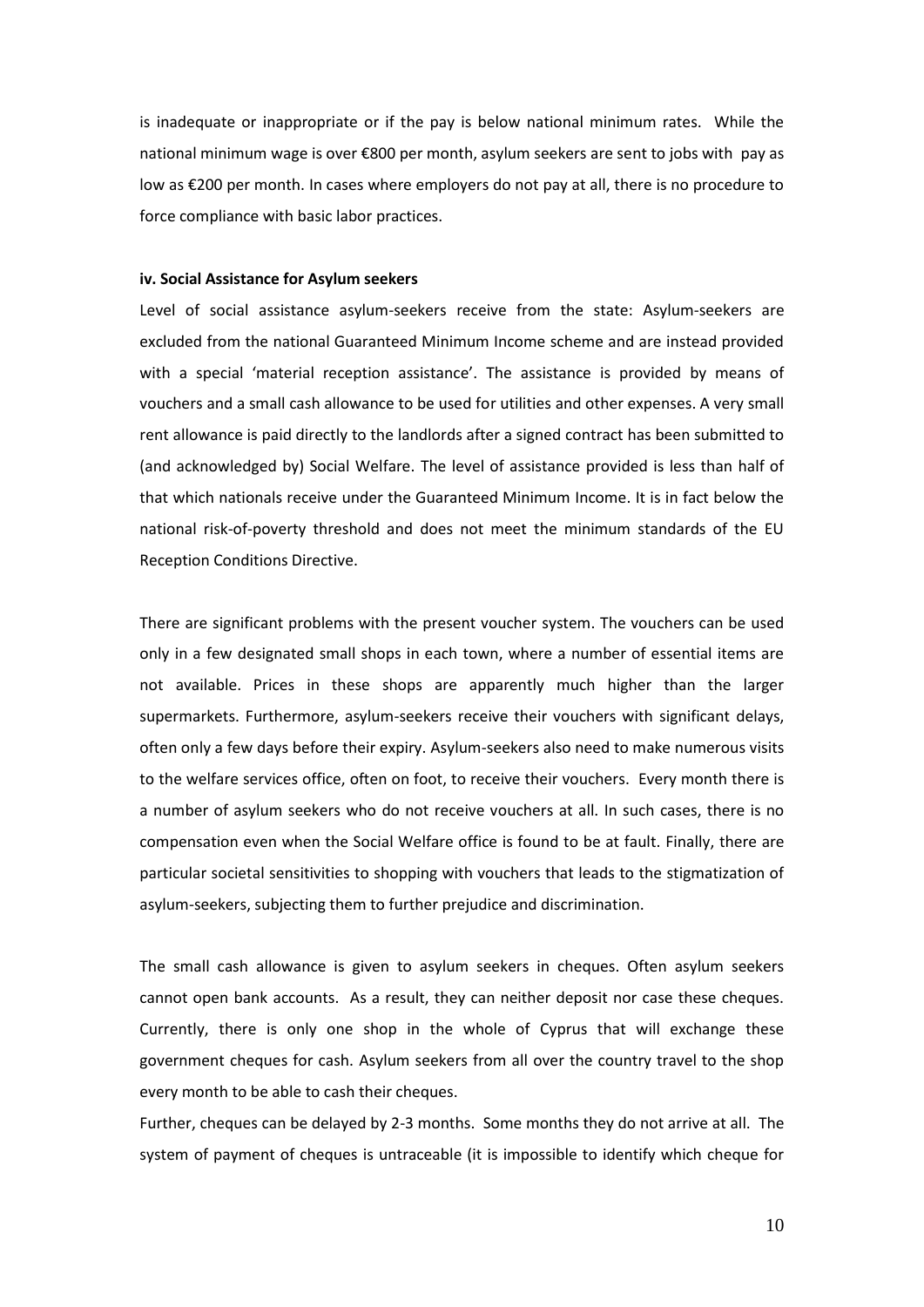is inadequate or inappropriate or if the pay is below national minimum rates. While the national minimum wage is over €800 per month, asylum seekers are sent to jobs with pay as low as €200 per month. In cases where employers do not pay at all, there is no procedure to force compliance with basic labor practices.

**iv. Social Assistance for Asylum seekers**

Level of social assistance asylum-seekers receive from the state: Asylum-seekers are excluded from the national Guaranteed Minimum Income scheme and are instead provided with a special 'material reception assistance'. The assistance is provided by means of vouchers and a small cash allowance to be used for utilities and other expenses. A very small rent allowance is paid directly to the landlords after a signed contract has been submitted to (and acknowledged by) Social Welfare. The level of assistance provided is less than half of that which nationals receive under the Guaranteed Minimum Income. It is in fact below the national risk-of-poverty threshold and does not meet the minimum standards of the EU Reception Conditions Directive.

There are significant problems with the present voucher system. The vouchers can be used only in a few designated small shops in each town, where a number of essential items are not available. Prices in these shops are apparently much higher than the larger supermarkets. Furthermore, asylum-seekers receive their vouchers with significant delays, often only a few days before their expiry. Asylum-seekers also need to make numerous visits to the welfare services office, often on foot, to receive their vouchers. Every month there is a number of asylum seekers who do not receive vouchers at all. In such cases, there is no compensation even when the Social Welfare office is found to be at fault. Finally, there are particular societal sensitivities to shopping with vouchers that leads to the stigmatization of asylum-seekers, subjecting them to further prejudice and discrimination.

The small cash allowance is given to asylum seekers in cheques. Often asylum seekers cannot open bank accounts. As a result, they can neither deposit nor case these cheques. Currently, there is only one shop in the whole of Cyprus that will exchange these government cheques for cash. Asylum seekers from all over the country travel to the shop every month to be able to cash their cheques.

Further, cheques can be delayed by 2-3 months. Some months they do not arrive at all. The system of payment of cheques is untraceable (it is impossible to identify which cheque for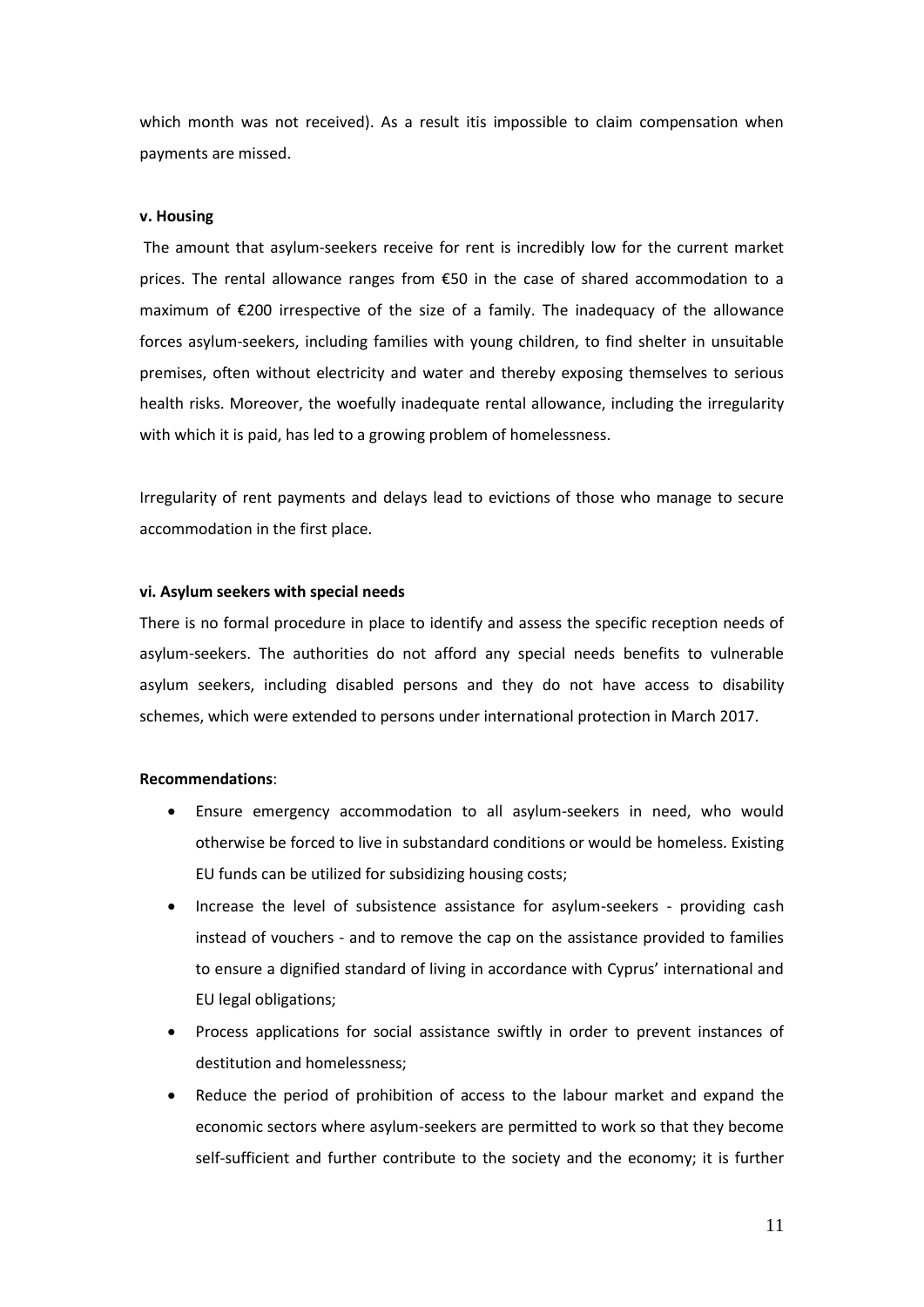which month was not received). As a result itis impossible to claim compensation when payments are missed.

**v. Housing**

The amount that asylum-seekers receive for rent is incredibly low for the current market prices. The rental allowance ranges from €50 in the case of shared accommodation to a maximum of €200 irrespective of the size of a family. The inadequacy of the allowance forces asylum-seekers, including families with young children, to find shelter in unsuitable premises, often without electricity and water and thereby exposing themselves to serious health risks. Moreover, the woefully inadequate rental allowance, including the irregularity with which it is paid, has led to a growing problem of homelessness.

Irregularity of rent payments and delays lead to evictions of those who manage to secure accommodation in the first place.

**vi. Asylum seekers with special needs**

There is no formal procedure in place to identify and assess the specific reception needs of asylum-seekers. The authorities do not afford any special needs benefits to vulnerable asylum seekers, including disabled persons and they do not have access to disability schemes, which were extended to persons under international protection in March 2017.

**Recommendations**:

- Ensure emergency accommodation to all asylum-seekers in need, who would otherwise be forced to live in substandard conditions or would be homeless. Existing EU funds can be utilized for subsidizing housing costs;
- Increase the level of subsistence assistance for asylum-seekers - providing cash instead of vouchers - and to remove the cap on the assistance provided to families to ensure a dignified standard of living in accordance with Cyprus' international and EU legal obligations;
- Process applications for social assistance swiftly in order to prevent instances of destitution and homelessness;
- Reduce the period of prohibition of access to the labour market and expand the economic sectors where asylum-seekers are permitted to work so that they become self-sufficient and further contribute to the society and the economy; it is further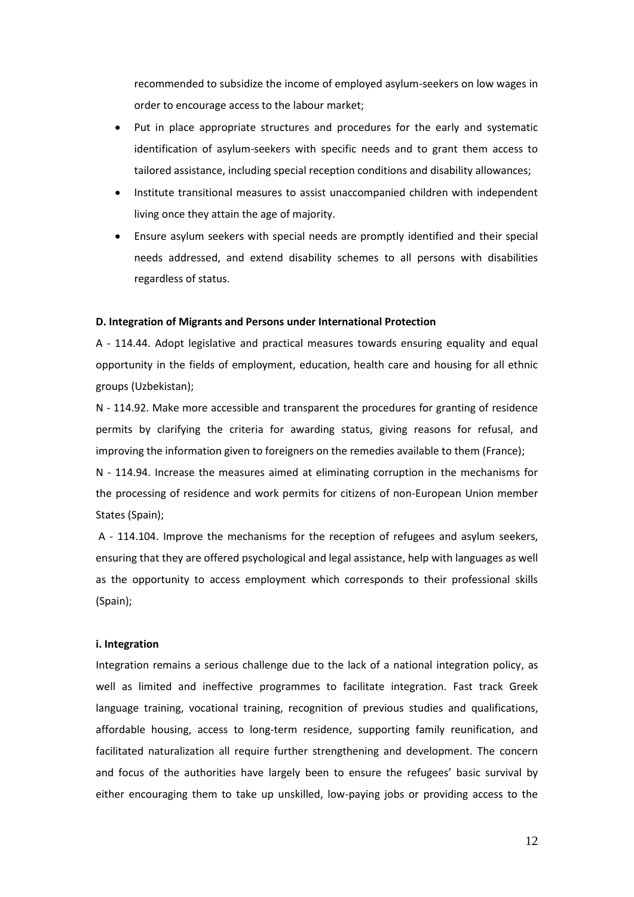recommended to subsidize the income of employed asylum-seekers on low wages in order to encourage access to the labour market;

- Put in place appropriate structures and procedures for the early and systematic identification of asylum-seekers with specific needs and to grant them access to tailored assistance, including special reception conditions and disability allowances;
- Institute transitional measures to assist unaccompanied children with independent living once they attain the age of majority.
- Ensure asylum seekers with special needs are promptly identified and their special needs addressed, and extend disability schemes to all persons with disabilities regardless of status.

**D. Integration of Migrants and Persons under International Protection**

A - 114.44. Adopt legislative and practical measures towards ensuring equality and equal opportunity in the fields of employment, education, health care and housing for all ethnic groups (Uzbekistan);

N - 114.92. Make more accessible and transparent the procedures for granting of residence permits by clarifying the criteria for awarding status, giving reasons for refusal, and improving the information given to foreigners on the remedies available to them (France);

N - 114.94. Increase the measures aimed at eliminating corruption in the mechanisms for the processing of residence and work permits for citizens of non-European Union member States (Spain);

A - 114.104. Improve the mechanisms for the reception of refugees and asylum seekers, ensuring that they are offered psychological and legal assistance, help with languages as well as the opportunity to access employment which corresponds to their professional skills (Spain);

**i. Integration**

Integration remains a serious challenge due to the lack of a national integration policy, as well as limited and ineffective programmes to facilitate integration. Fast track Greek language training, vocational training, recognition of previous studies and qualifications, affordable housing, access to long-term residence, supporting family reunification, and facilitated naturalization all require further strengthening and development. The concern and focus of the authorities have largely been to ensure the refugees' basic survival by either encouraging them to take up unskilled, low-paying jobs or providing access to the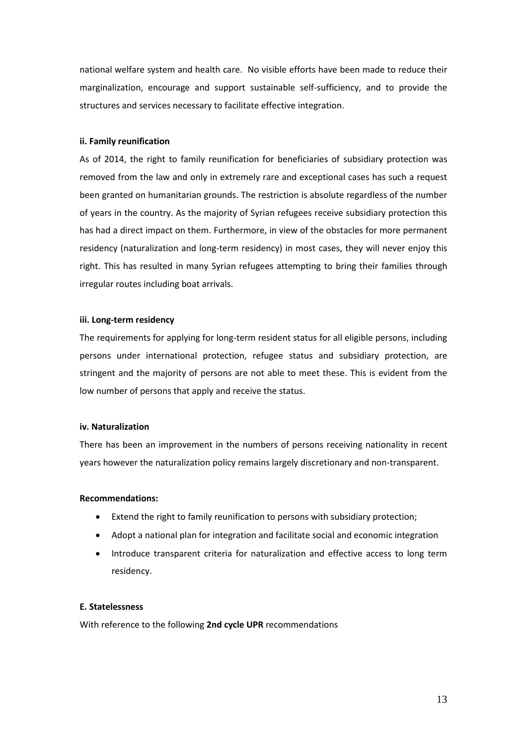national welfare system and health care. No visible efforts have been made to reduce their marginalization, encourage and support sustainable self-sufficiency, and to provide the structures and services necessary to facilitate effective integration.

**ii. Family reunification**

As of 2014, the right to family reunification for beneficiaries of subsidiary protection was removed from the law and only in extremely rare and exceptional cases has such a request been granted on humanitarian grounds. The restriction is absolute regardless of the number of years in the country. As the majority of Syrian refugees receive subsidiary protection this has had a direct impact on them. Furthermore, in view of the obstacles for more permanent residency (naturalization and long-term residency) in most cases, they will never enjoy this right. This has resulted in many Syrian refugees attempting to bring their families through irregular routes including boat arrivals.

**iii. Long-term residency**

The requirements for applying for long-term resident status for all eligible persons, including persons under international protection, refugee status and subsidiary protection, are stringent and the majority of persons are not able to meet these. This is evident from the low number of persons that apply and receive the status.

**iv. Naturalization**

There has been an improvement in the numbers of persons receiving nationality in recent years however the naturalization policy remains largely discretionary and non-transparent.

**Recommendations:**

- Extend the right to family reunification to persons with subsidiary protection;
- Adopt a national plan for integration and facilitate social and economic integration
- Introduce transparent criteria for naturalization and effective access to long term residency.

**E. Statelessness**

With reference to the following **2nd cycle UPR** recommendations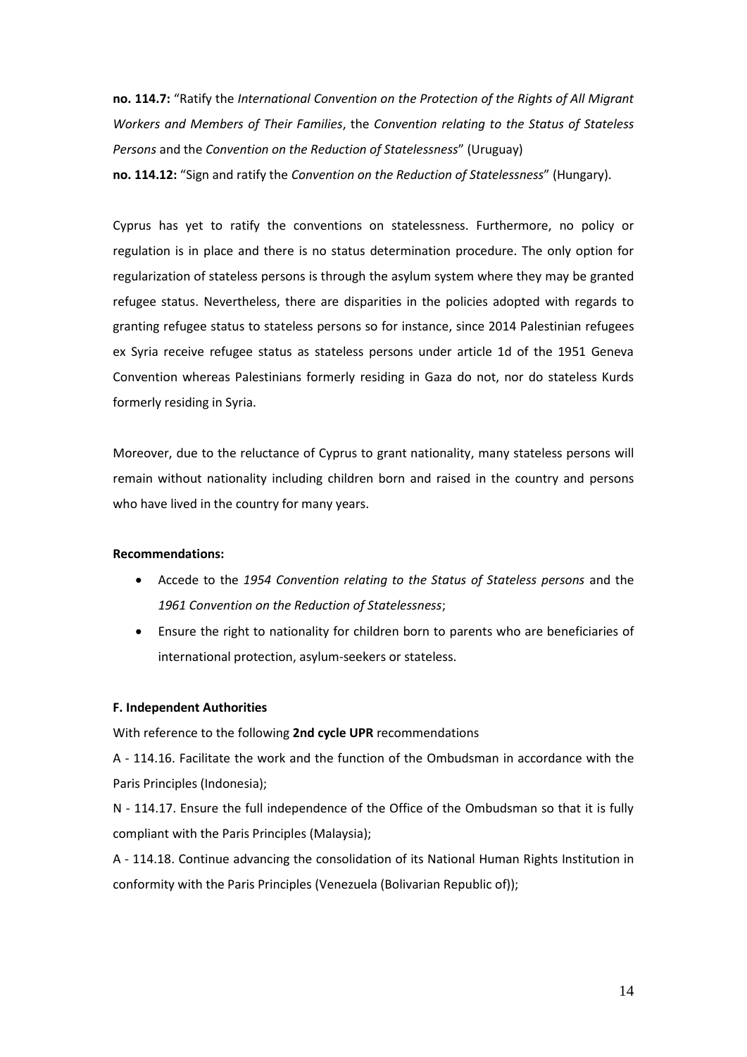**no. 114.7:** "Ratify the *International Convention on the Protection of the Rights of All Migrant Workers and Members of Their Families*, the *Convention relating to the Status of Stateless Persons* and the *Convention on the Reduction of Statelessness*" (Uruguay)

**no. 114.12:** "Sign and ratify the *Convention on the Reduction of Statelessness*" (Hungary).

Cyprus has yet to ratify the conventions on statelessness. Furthermore, no policy or regulation is in place and there is no status determination procedure. The only option for regularization of stateless persons is through the asylum system where they may be granted refugee status. Nevertheless, there are disparities in the policies adopted with regards to granting refugee status to stateless persons so for instance, since 2014 Palestinian refugees ex Syria receive refugee status as stateless persons under article 1d of the 1951 Geneva Convention whereas Palestinians formerly residing in Gaza do not, nor do stateless Kurds formerly residing in Syria.

Moreover, due to the reluctance of Cyprus to grant nationality, many stateless persons will remain without nationality including children born and raised in the country and persons who have lived in the country for many years.

**Recommendations:**

- Accede to the *1954 Convention relating to the Status of Stateless persons* and the *1961 Convention on the Reduction of Statelessness*;
- Ensure the right to nationality for children born to parents who are beneficiaries of international protection, asylum-seekers or stateless.

**F. Independent Authorities**

With reference to the following **2nd cycle UPR** recommendations

A - 114.16. Facilitate the work and the function of the Ombudsman in accordance with the Paris Principles (Indonesia);

N - 114.17. Ensure the full independence of the Office of the Ombudsman so that it is fully compliant with the Paris Principles (Malaysia);

A - 114.18. Continue advancing the consolidation of its National Human Rights Institution in conformity with the Paris Principles (Venezuela (Bolivarian Republic of));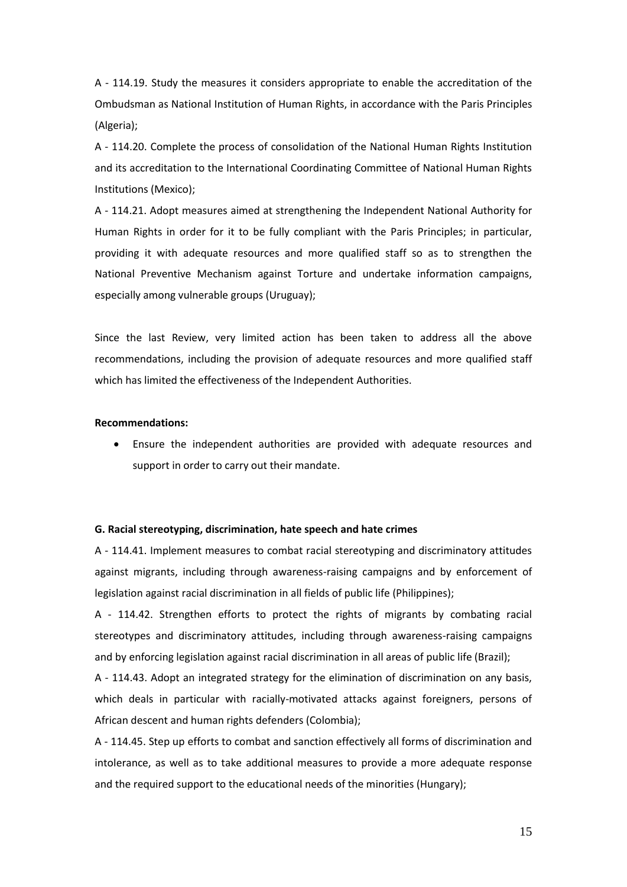A - 114.19. Study the measures it considers appropriate to enable the accreditation of the Ombudsman as National Institution of Human Rights, in accordance with the Paris Principles (Algeria);

A - 114.20. Complete the process of consolidation of the National Human Rights Institution and its accreditation to the International Coordinating Committee of National Human Rights Institutions (Mexico);

A - 114.21. Adopt measures aimed at strengthening the Independent National Authority for Human Rights in order for it to be fully compliant with the Paris Principles; in particular, providing it with adequate resources and more qualified staff so as to strengthen the National Preventive Mechanism against Torture and undertake information campaigns, especially among vulnerable groups (Uruguay);

Since the last Review, very limited action has been taken to address all the above recommendations, including the provision of adequate resources and more qualified staff which has limited the effectiveness of the Independent Authorities.

**Recommendations:**

- Ensure the independent authorities are provided with adequate resources and support in order to carry out their mandate.

**G. Racial stereotyping, discrimination, hate speech and hate crimes**

A - 114.41. Implement measures to combat racial stereotyping and discriminatory attitudes against migrants, including through awareness-raising campaigns and by enforcement of legislation against racial discrimination in all fields of public life (Philippines);

A - 114.42. Strengthen efforts to protect the rights of migrants by combating racial stereotypes and discriminatory attitudes, including through awareness-raising campaigns and by enforcing legislation against racial discrimination in all areas of public life (Brazil);

A - 114.43. Adopt an integrated strategy for the elimination of discrimination on any basis, which deals in particular with racially-motivated attacks against foreigners, persons of African descent and human rights defenders (Colombia);

A - 114.45. Step up efforts to combat and sanction effectively all forms of discrimination and intolerance, as well as to take additional measures to provide a more adequate response and the required support to the educational needs of the minorities (Hungary);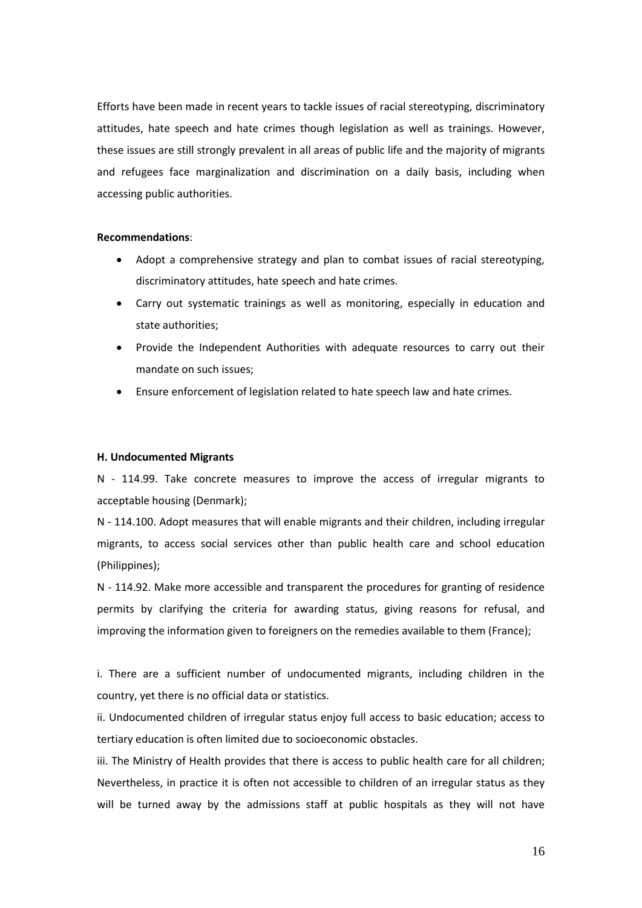Efforts have been made in recent years to tackle issues of racial stereotyping, discriminatory attitudes, hate speech and hate crimes though legislation as well as trainings. However, these issues are still strongly prevalent in all areas of public life and the majority of migrants and refugees face marginalization and discrimination on a daily basis, including when accessing public authorities.

**Recommendations**:

- Adopt a comprehensive strategy and plan to combat issues of racial stereotyping, discriminatory attitudes, hate speech and hate crimes.
- Carry out systematic trainings as well as monitoring, especially in education and state authorities;
- Provide the Independent Authorities with adequate resources to carry out their mandate on such issues;
- Ensure enforcement of legislation related to hate speech law and hate crimes.

**H. Undocumented Migrants**

N - 114.99. Take concrete measures to improve the access of irregular migrants to acceptable housing (Denmark);

N - 114.100. Adopt measures that will enable migrants and their children, including irregular migrants, to access social services other than public health care and school education (Philippines);

N - 114.92. Make more accessible and transparent the procedures for granting of residence permits by clarifying the criteria for awarding status, giving reasons for refusal, and improving the information given to foreigners on the remedies available to them (France);

i. There are a sufficient number of undocumented migrants, including children in the country, yet there is no official data or statistics.

ii. Undocumented children of irregular status enjoy full access to basic education; access to tertiary education is often limited due to socioeconomic obstacles.

iii. The Ministry of Health provides that there is access to public health care for all children; Nevertheless, in practice it is often not accessible to children of an irregular status as they will be turned away by the admissions staff at public hospitals as they will not have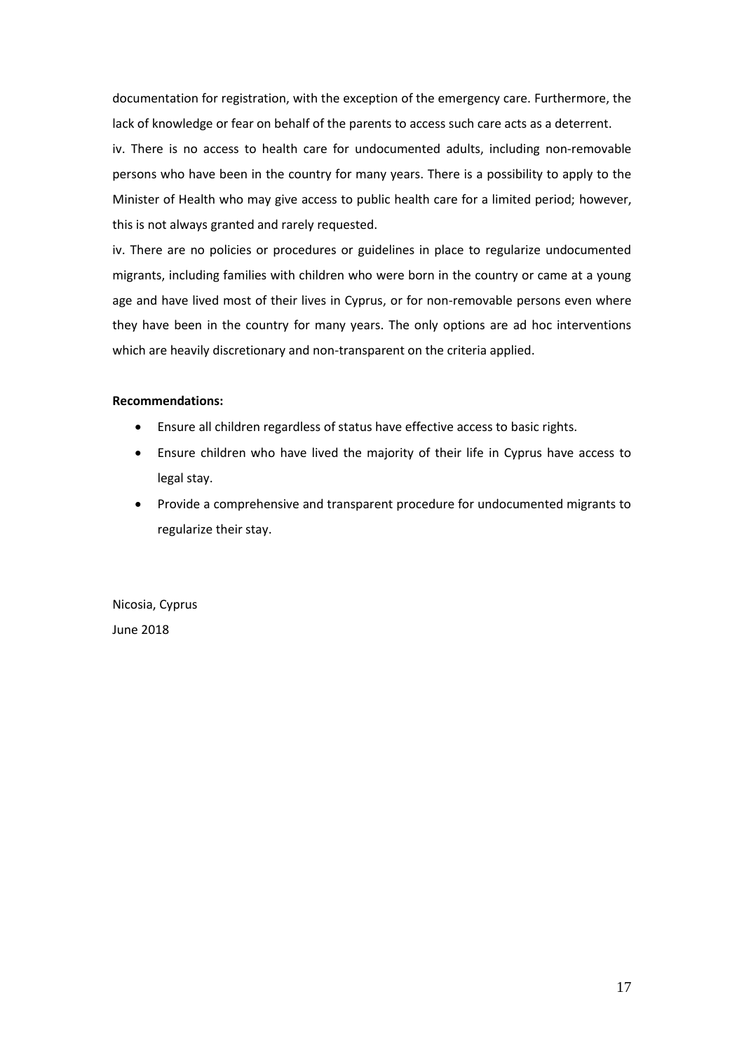documentation for registration, with the exception of the emergency care. Furthermore, the lack of knowledge or fear on behalf of the parents to access such care acts as a deterrent.

iv. There is no access to health care for undocumented adults, including non-removable persons who have been in the country for many years. There is a possibility to apply to the Minister of Health who may give access to public health care for a limited period; however, this is not always granted and rarely requested.

iv. There are no policies or procedures or guidelines in place to regularize undocumented migrants, including families with children who were born in the country or came at a young age and have lived most of their lives in Cyprus, or for non-removable persons even where they have been in the country for many years. The only options are ad hoc interventions which are heavily discretionary and non-transparent on the criteria applied.

**Recommendations:**

- Ensure all children regardless of status have effective access to basic rights.
- Ensure children who have lived the majority of their life in Cyprus have access to legal stay.
- Provide a comprehensive and transparent procedure for undocumented migrants to regularize their stay.

Nicosia, Cyprus
June 2018